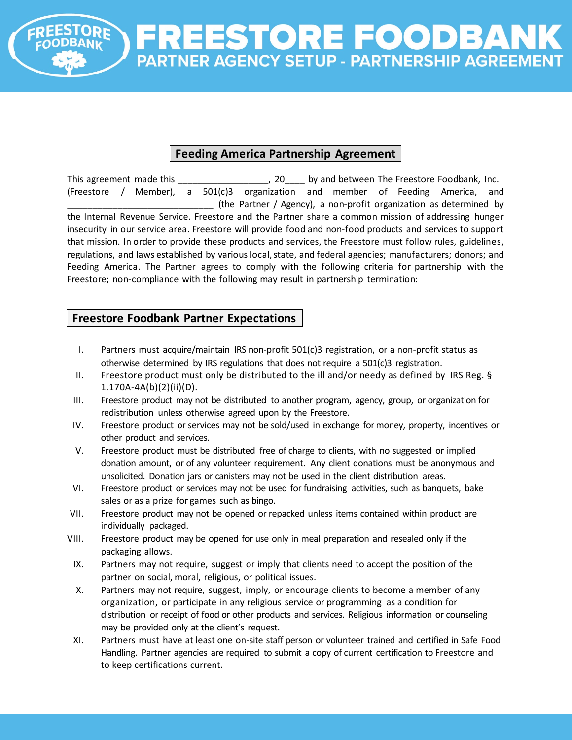# FREESTORE FOODBANK

## PARTNER AGENCY SETUP - PARTNERSHIP AGREEMENT

### Feeding America Partnership Agreement

This agreement made this __________________, 20____ by and between The Freestore Foodbank, Inc. (Freestore / Member), a 501(c)3 organization and member of Feeding America, and ______________________________ (the Partner / Agency), a non-profit organization as determined by the Internal Revenue Service. Freestore and the Partner share a common mission of addressing hunger insecurity in our service area. Freestore will provide food and non-food products and services to support that mission. In order to provide these products and services, the Freestore must follow rules, guidelines, regulations, and laws established by various local, state, and federal agencies; manufacturers; donors; and Feeding America. The Partner agrees to comply with the following criteria for partnership with the Freestore; non-compliance with the following may result in partnership termination:

### Freestore Foodbank Partner Expectations

I. Partners must acquire/maintain IRS non-profit 501(c)3 registration, or a non-profit status as otherwise determined by IRS regulations that does not require a 501(c)3 registration.

II. Freestore product must only be distributed to the ill and/or needy as defined by IRS Reg. § 1.170A-4A(b)(2)(ii)(D).

III. Freestore product may not be distributed to another program, agency, group, or organization for redistribution unless otherwise agreed upon by the Freestore.

IV. Freestore product or services may not be sold/used in exchange for money, property, incentives or other product and services.

V. Freestore product must be distributed free of charge to clients, with no suggested or implied donation amount, or of any volunteer requirement. Any client donations must be anonymous and unsolicited. Donation jars or canisters may not be used in the client distribution areas.

VI. Freestore product or services may not be used for fundraising activities, such as banquets, bake sales or as a prize for games such as bingo.

VII. Freestore product may not be opened or repacked unless items contained within product are individually packaged.

VIII. Freestore product may be opened for use only in meal preparation and resealed only if the packaging allows.

IX. Partners may not require, suggest or imply that clients need to accept the position of the partner on social, moral, religious, or political issues.

X. Partners may not require, suggest, imply, or encourage clients to become a member of any organization, or participate in any religious service or programming as a condition for distribution or receipt of food or other products and services. Religious information or counseling may be provided only at the client's request.

XI. Partners must have at least one on-site staff person or volunteer trained and certified in Safe Food Handling. Partner agencies are required to submit a copy of current certification to Freestore and to keep certifications current.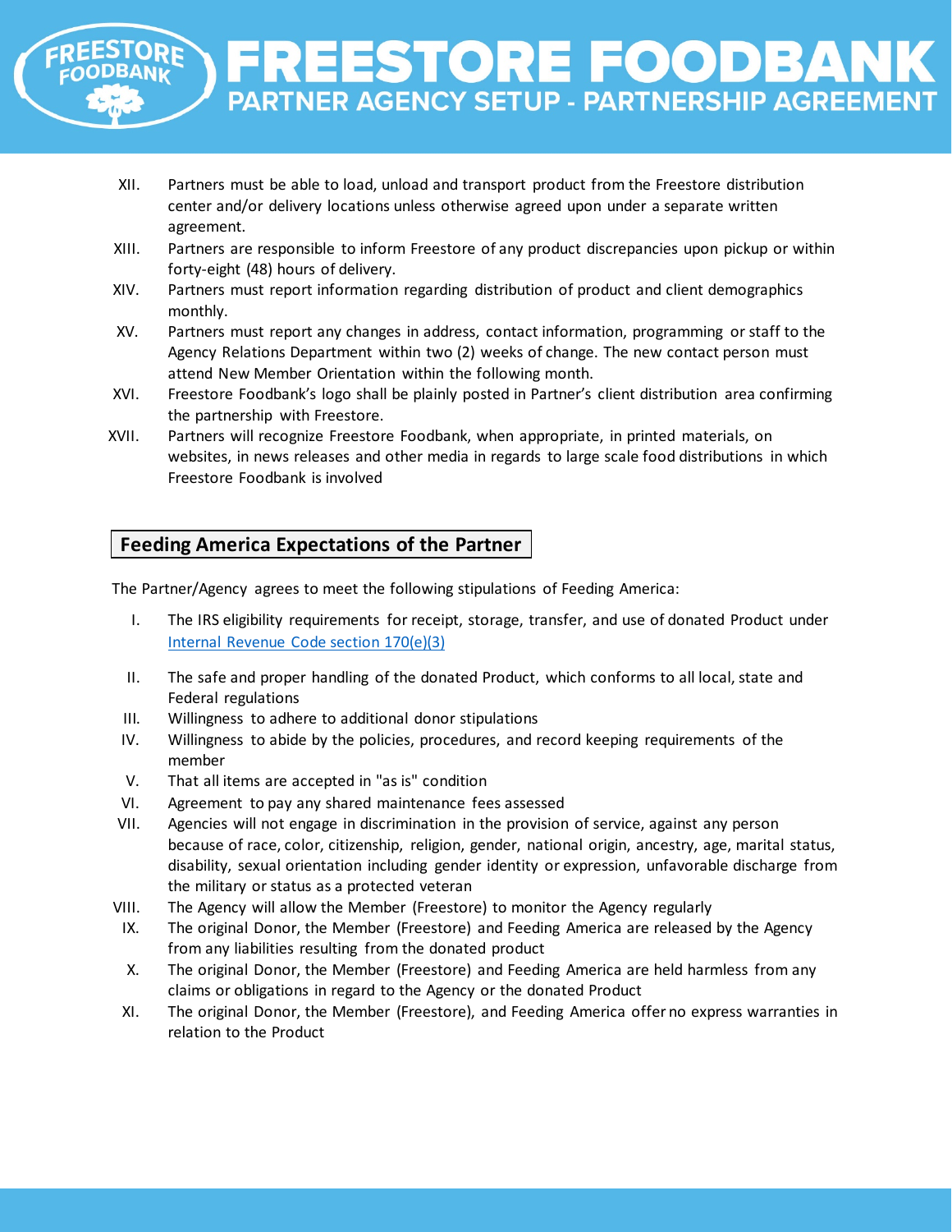XII. Partners must be able to load, unload and transport product from the Freestore distribution center and/or delivery locations unless otherwise agreed upon under a separate written agreement.

XIII. Partners are responsible to inform Freestore of any product discrepancies upon pickup or within forty-eight (48) hours of delivery.

XIV. Partners must report information regarding distribution of product and client demographics monthly.

XV. Partners must report any changes in address, contact information, programming or staff to the Agency Relations Department within two (2) weeks of change. The new contact person must attend New Member Orientation within the following month.

XVI. Freestore Foodbank's logo shall be plainly posted in Partner's client distribution area confirming the partnership with Freestore.

XVII. Partners will recognize Freestore Foodbank, when appropriate, in printed materials, on websites, in news releases and other media in regards to large scale food distributions in which Freestore Foodbank is involved

## Feeding America Expectations of the Partner

The Partner/Agency agrees to meet the following stipulations of Feeding America:

I. The IRS eligibility requirements for receipt, storage, transfer, and use of donated Product under [Internal Revenue Code section 170(e)(3)]

II. The safe and proper handling of the donated Product, which conforms to all local, state and Federal regulations

III. Willingness to adhere to additional donor stipulations

IV. Willingness to abide by the policies, procedures, and record keeping requirements of the member

V. That all items are accepted in "as is" condition

VI. Agreement to pay any shared maintenance fees assessed

VII. Agencies will not engage in discrimination in the provision of service, against any person because of race, color, citizenship, religion, gender, national origin, ancestry, age, marital status, disability, sexual orientation including gender identity or expression, unfavorable discharge from the military or status as a protected veteran

VIII. The Agency will allow the Member (Freestore) to monitor the Agency regularly

IX. The original Donor, the Member (Freestore) and Feeding America are released by the Agency from any liabilities resulting from the donated product

X. The original Donor, the Member (Freestore) and Feeding America are held harmless from any claims or obligations in regard to the Agency or the donated Product

XI. The original Donor, the Member (Freestore), and Feeding America offer no express warranties in relation to the Product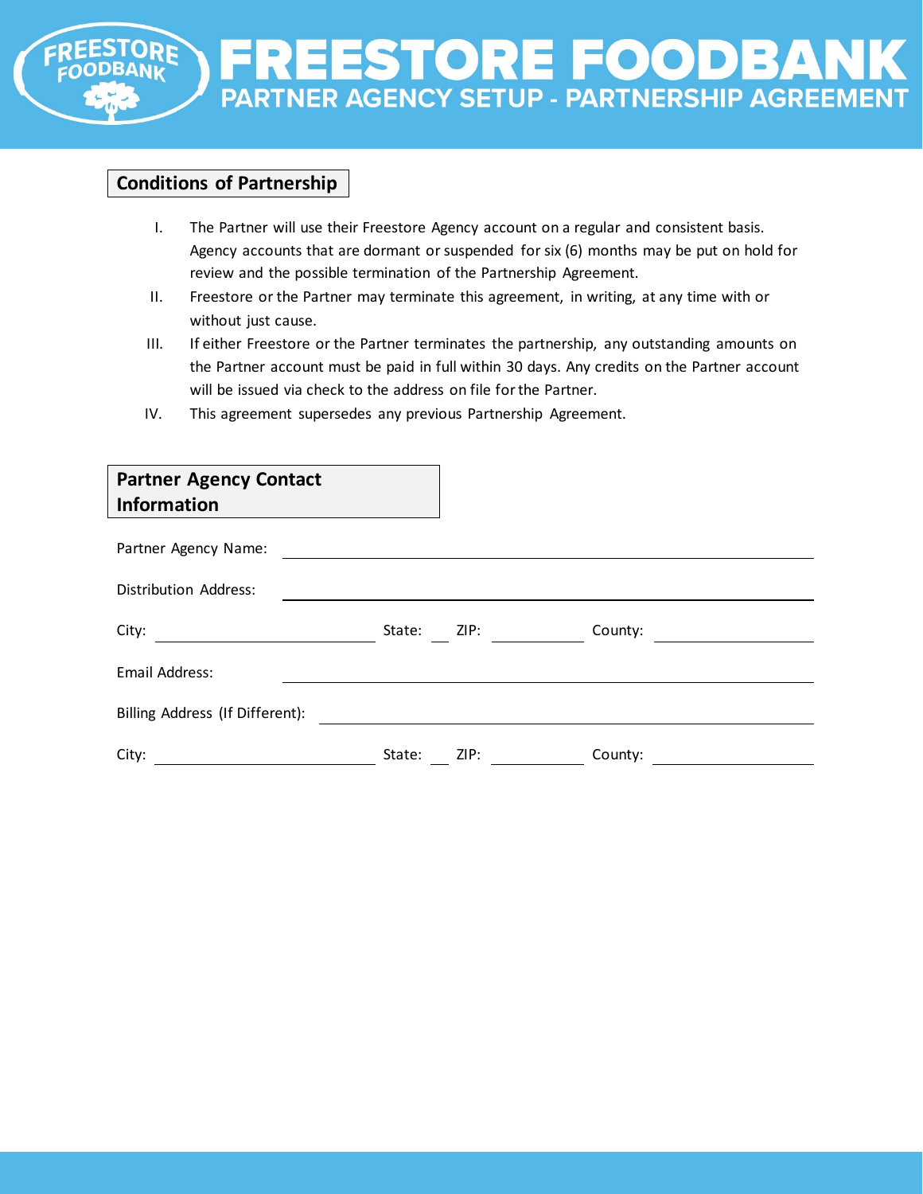# FREESTORE FOODBANK

## PARTNER AGENCY SETUP - PARTNERSHIP AGREEMENT

### Conditions of Partnership

I. The Partner will use their Freestore Agency account on a regular and consistent basis. Agency accounts that are dormant or suspended for six (6) months may be put on hold for review and the possible termination of the Partnership Agreement.

II. Freestore or the Partner may terminate this agreement, in writing, at any time with or without just cause.

III. If either Freestore or the Partner terminates the partnership, any outstanding amounts on the Partner account must be paid in full within 30 days. Any credits on the Partner account will be issued via check to the address on file for the Partner.

IV. This agreement supersedes any previous Partnership Agreement.

### Partner Agency Contact Information

Partner Agency Name: ______________________________

Distribution Address: ______________________________

City: ______________ State: ___ ZIP: ________ County: ____________

Email Address: ______________________________

Billing Address (If Different): ______________________________

City: ______________ State: ___ ZIP: ________ County: ____________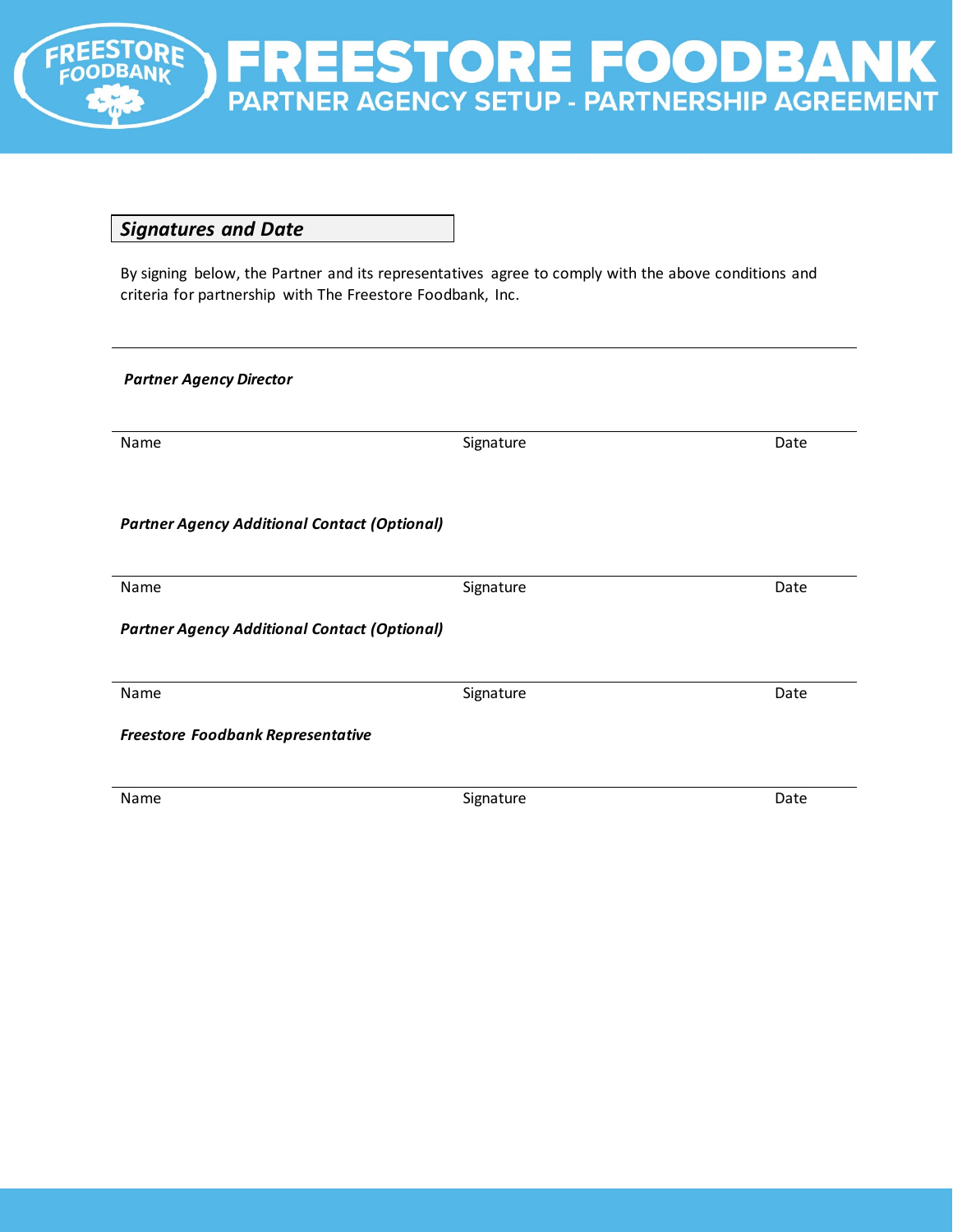# FREESTORE FOODBANK

## PARTNER AGENCY SETUP - PARTNERSHIP AGREEMENT

### *Signatures and Date*

By signing below, the Partner and its representatives agree to comply with the above conditions and criteria for partnership with The Freestore Foodbank, Inc.

***Partner Agency Director***

Name Signature Date

***Partner Agency Additional Contact (Optional)***

Name Signature Date

***Partner Agency Additional Contact (Optional)***

Name Signature Date

***Freestore Foodbank Representative***

Name Signature Date